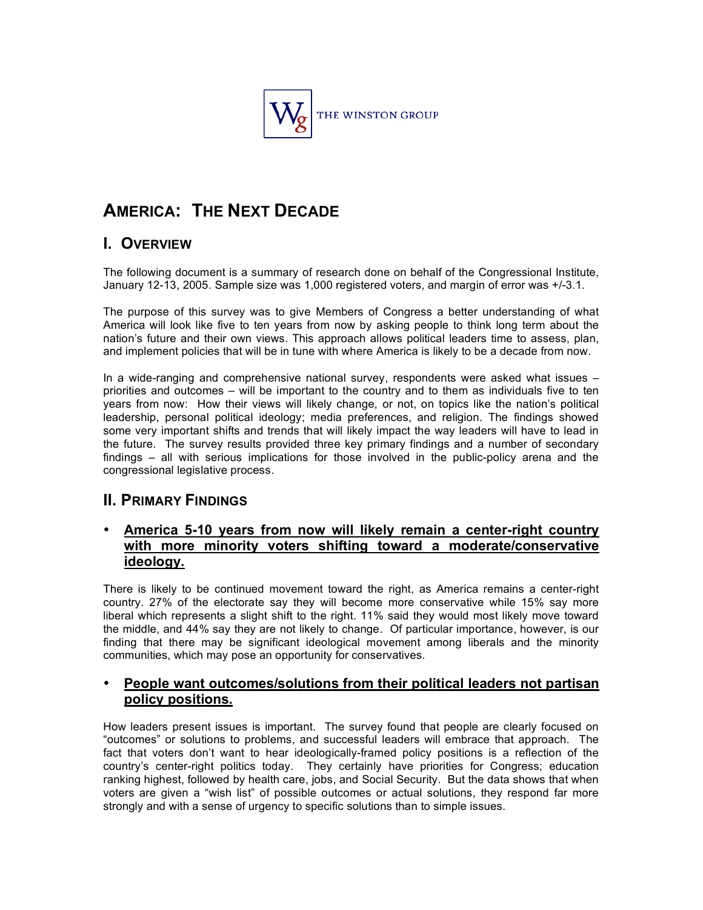THE WINSTON GROUP

# AMERICA: THE NEXT DECADE

## I. OVERVIEW

The following document is a summary of research done on behalf of the Congressional Institute, January 12-13, 2005. Sample size was 1,000 registered voters, and margin of error was +/-3.1.

The purpose of this survey was to give Members of Congress a better understanding of what America will look like five to ten years from now by asking people to think long term about the nation's future and their own views. This approach allows political leaders time to assess, plan, and implement policies that will be in tune with where America is likely to be a decade from now.

In a wide-ranging and comprehensive national survey, respondents were asked what issues – priorities and outcomes – will be important to the country and to them as individuals five to ten years from now: How their views will likely change, or not, on topics like the nation's political leadership, personal political ideology; media preferences, and religion. The findings showed some very important shifts and trends that will likely impact the way leaders will have to lead in the future. The survey results provided three key primary findings and a number of secondary findings – all with serious implications for those involved in the public-policy arena and the congressional legislative process.

## II. PRIMARY FINDINGS

- **America 5-10 years from now will likely remain a center-right country with more minority voters shifting toward a moderate/conservative ideology.**

There is likely to be continued movement toward the right, as America remains a center-right country. 27% of the electorate say they will become more conservative while 15% say more liberal which represents a slight shift to the right. 11% said they would most likely move toward the middle, and 44% say they are not likely to change. Of particular importance, however, is our finding that there may be significant ideological movement among liberals and the minority communities, which may pose an opportunity for conservatives.

- **People want outcomes/solutions from their political leaders not partisan policy positions.**

How leaders present issues is important. The survey found that people are clearly focused on "outcomes" or solutions to problems, and successful leaders will embrace that approach. The fact that voters don't want to hear ideologically-framed policy positions is a reflection of the country's center-right politics today. They certainly have priorities for Congress; education ranking highest, followed by health care, jobs, and Social Security. But the data shows that when voters are given a "wish list" of possible outcomes or actual solutions, they respond far more strongly and with a sense of urgency to specific solutions than to simple issues.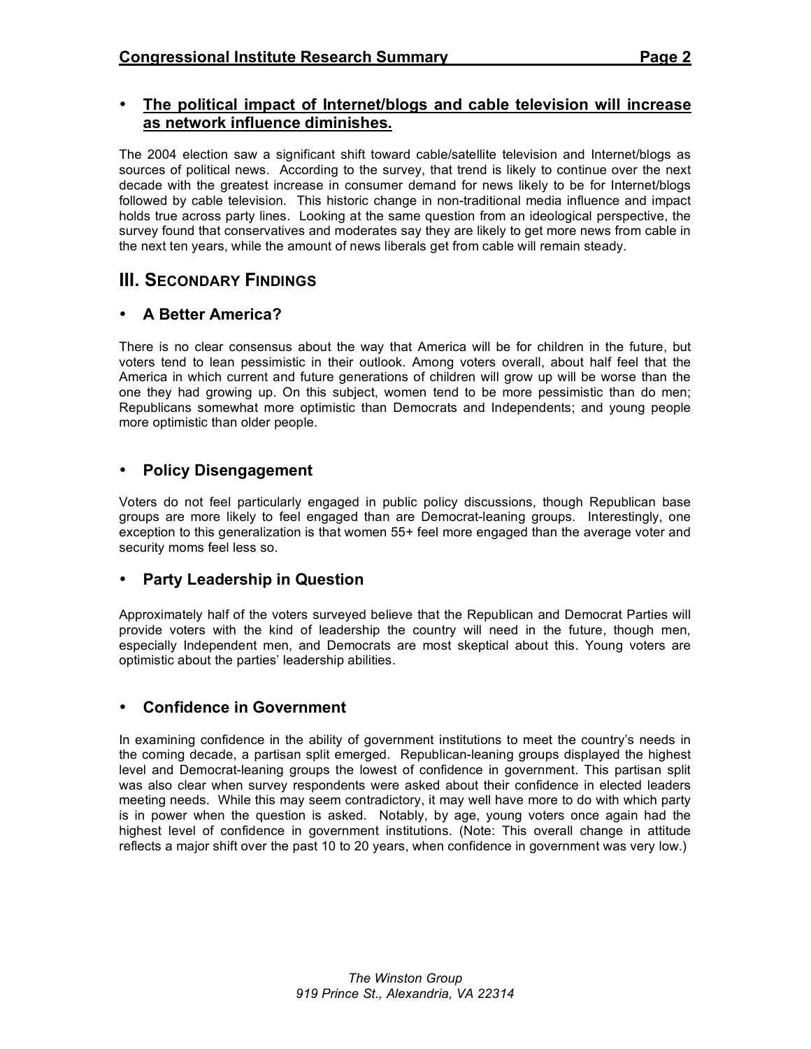- **<u>The political impact of Internet/blogs and cable television will increase as network influence diminishes.</u>**

The 2004 election saw a significant shift toward cable/satellite television and Internet/blogs as sources of political news. According to the survey, that trend is likely to continue over the next decade with the greatest increase in consumer demand for news likely to be for Internet/blogs followed by cable television. This historic change in non-traditional media influence and impact holds true across party lines. Looking at the same question from an ideological perspective, the survey found that conservatives and moderates say they are likely to get more news from cable in the next ten years, while the amount of news liberals get from cable will remain steady.

## III. Secondary Findings

- **A Better America?**

There is no clear consensus about the way that America will be for children in the future, but voters tend to lean pessimistic in their outlook. Among voters overall, about half feel that the America in which current and future generations of children will grow up will be worse than the one they had growing up. On this subject, women tend to be more pessimistic than do men; Republicans somewhat more optimistic than Democrats and Independents; and young people more optimistic than older people.

- **Policy Disengagement**

Voters do not feel particularly engaged in public policy discussions, though Republican base groups are more likely to feel engaged than are Democrat-leaning groups. Interestingly, one exception to this generalization is that women 55+ feel more engaged than the average voter and security moms feel less so.

- **Party Leadership in Question**

Approximately half of the voters surveyed believe that the Republican and Democrat Parties will provide voters with the kind of leadership the country will need in the future, though men, especially Independent men, and Democrats are most skeptical about this. Young voters are optimistic about the parties' leadership abilities.

- **Confidence in Government**

In examining confidence in the ability of government institutions to meet the country's needs in the coming decade, a partisan split emerged. Republican-leaning groups displayed the highest level and Democrat-leaning groups the lowest of confidence in government. This partisan split was also clear when survey respondents were asked about their confidence in elected leaders meeting needs. While this may seem contradictory, it may well have more to do with which party is in power when the question is asked. Notably, by age, young voters once again had the highest level of confidence in government institutions. (Note: This overall change in attitude reflects a major shift over the past 10 to 20 years, when confidence in government was very low.)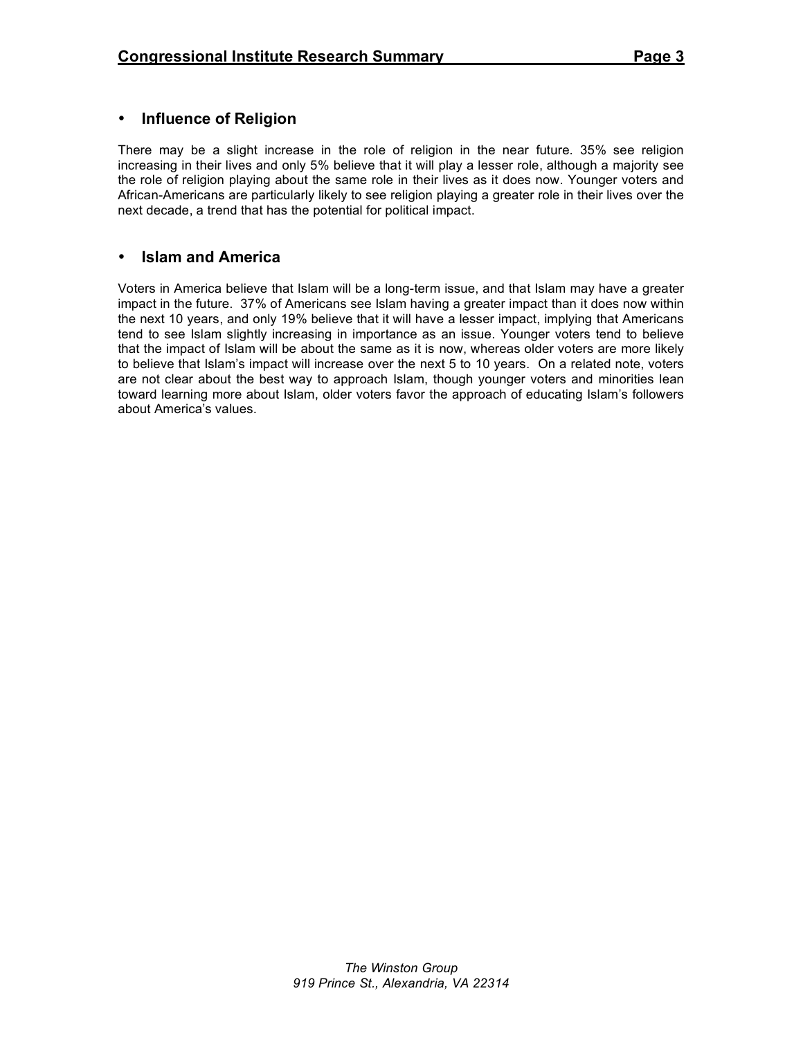## Influence of Religion

There may be a slight increase in the role of religion in the near future. 35% see religion increasing in their lives and only 5% believe that it will play a lesser role, although a majority see the role of religion playing about the same role in their lives as it does now. Younger voters and African-Americans are particularly likely to see religion playing a greater role in their lives over the next decade, a trend that has the potential for political impact.

## Islam and America

Voters in America believe that Islam will be a long-term issue, and that Islam may have a greater impact in the future. 37% of Americans see Islam having a greater impact than it does now within the next 10 years, and only 19% believe that it will have a lesser impact, implying that Americans tend to see Islam slightly increasing in importance as an issue. Younger voters tend to believe that the impact of Islam will be about the same as it is now, whereas older voters are more likely to believe that Islam's impact will increase over the next 5 to 10 years. On a related note, voters are not clear about the best way to approach Islam, though younger voters and minorities lean toward learning more about Islam, older voters favor the approach of educating Islam's followers about America's values.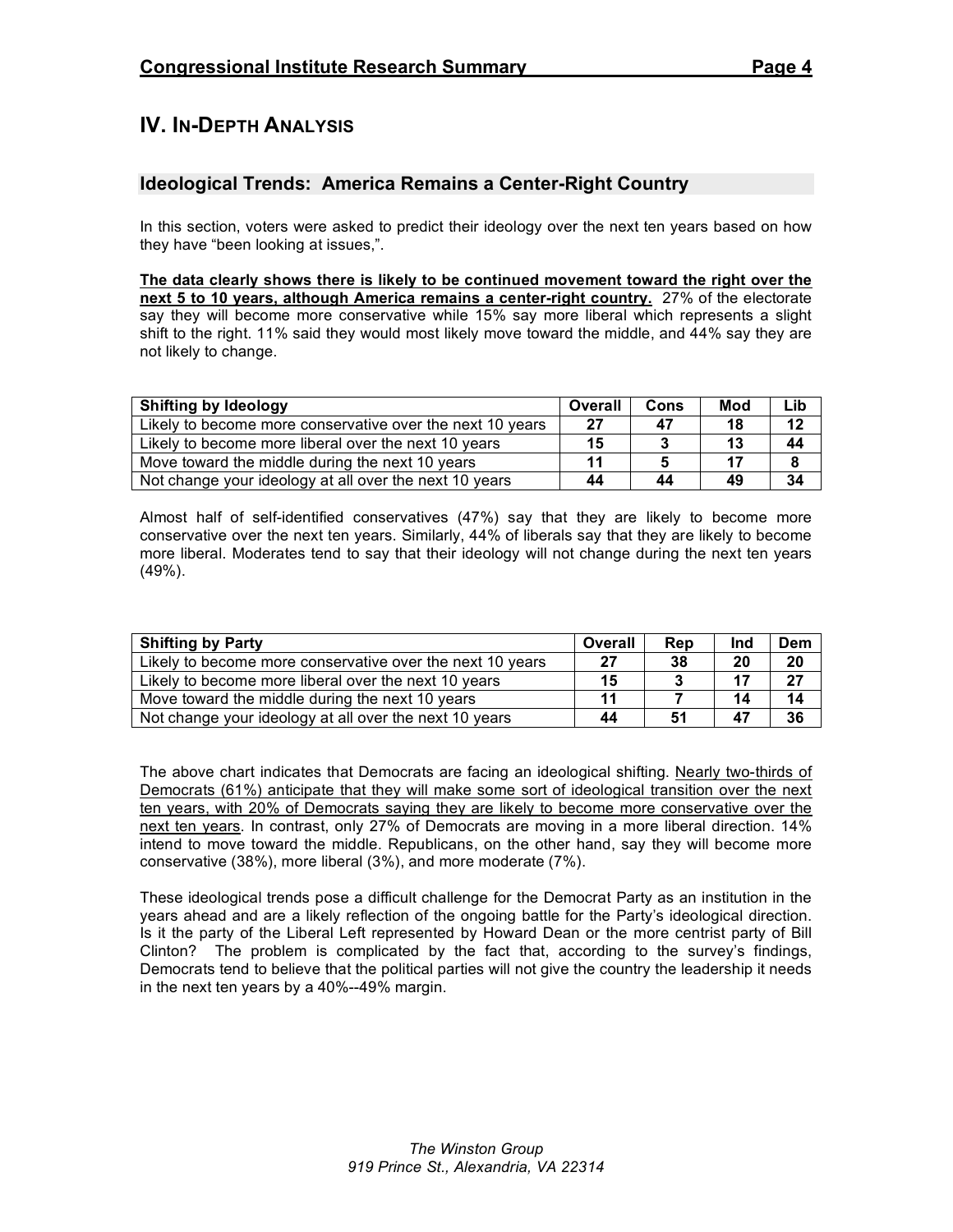# IV. In-Depth Analysis

## Ideological Trends: America Remains a Center-Right Country

In this section, voters were asked to predict their ideology over the next ten years based on how they have "been looking at issues,".

**The data clearly shows there is likely to be continued movement toward the right over the next 5 to 10 years, although America remains a center-right country.** 27% of the electorate say they will become more conservative while 15% say more liberal which represents a slight shift to the right. 11% said they would most likely move toward the middle, and 44% say they are not likely to change.

| Shifting by Ideology | Overall | Cons | Mod | Lib |
|---|---|---|---|---|
| Likely to become more conservative over the next 10 years | 27 | 47 | 18 | 12 |
| Likely to become more liberal over the next 10 years | 15 | 3 | 13 | 44 |
| Move toward the middle during the next 10 years | 11 | 5 | 17 | 8 |
| Not change your ideology at all over the next 10 years | 44 | 44 | 49 | 34 |

Almost half of self-identified conservatives (47%) say that they are likely to become more conservative over the next ten years. Similarly, 44% of liberals say that they are likely to become more liberal. Moderates tend to say that their ideology will not change during the next ten years (49%).

| Shifting by Party | Overall | Rep | Ind | Dem |
|---|---|---|---|---|
| Likely to become more conservative over the next 10 years | 27 | 38 | 20 | 20 |
| Likely to become more liberal over the next 10 years | 15 | 3 | 17 | 27 |
| Move toward the middle during the next 10 years | 11 | 7 | 14 | 14 |
| Not change your ideology at all over the next 10 years | 44 | 51 | 47 | 36 |

The above chart indicates that Democrats are facing an ideological shifting. Nearly two-thirds of Democrats (61%) anticipate that they will make some sort of ideological transition over the next ten years, with 20% of Democrats saying they are likely to become more conservative over the next ten years. In contrast, only 27% of Democrats are moving in a more liberal direction. 14% intend to move toward the middle. Republicans, on the other hand, say they will become more conservative (38%), more liberal (3%), and more moderate (7%).

These ideological trends pose a difficult challenge for the Democrat Party as an institution in the years ahead and are a likely reflection of the ongoing battle for the Party's ideological direction. Is it the party of the Liberal Left represented by Howard Dean or the more centrist party of Bill Clinton? The problem is complicated by the fact that, according to the survey's findings, Democrats tend to believe that the political parties will not give the country the leadership it needs in the next ten years by a 40%--49% margin.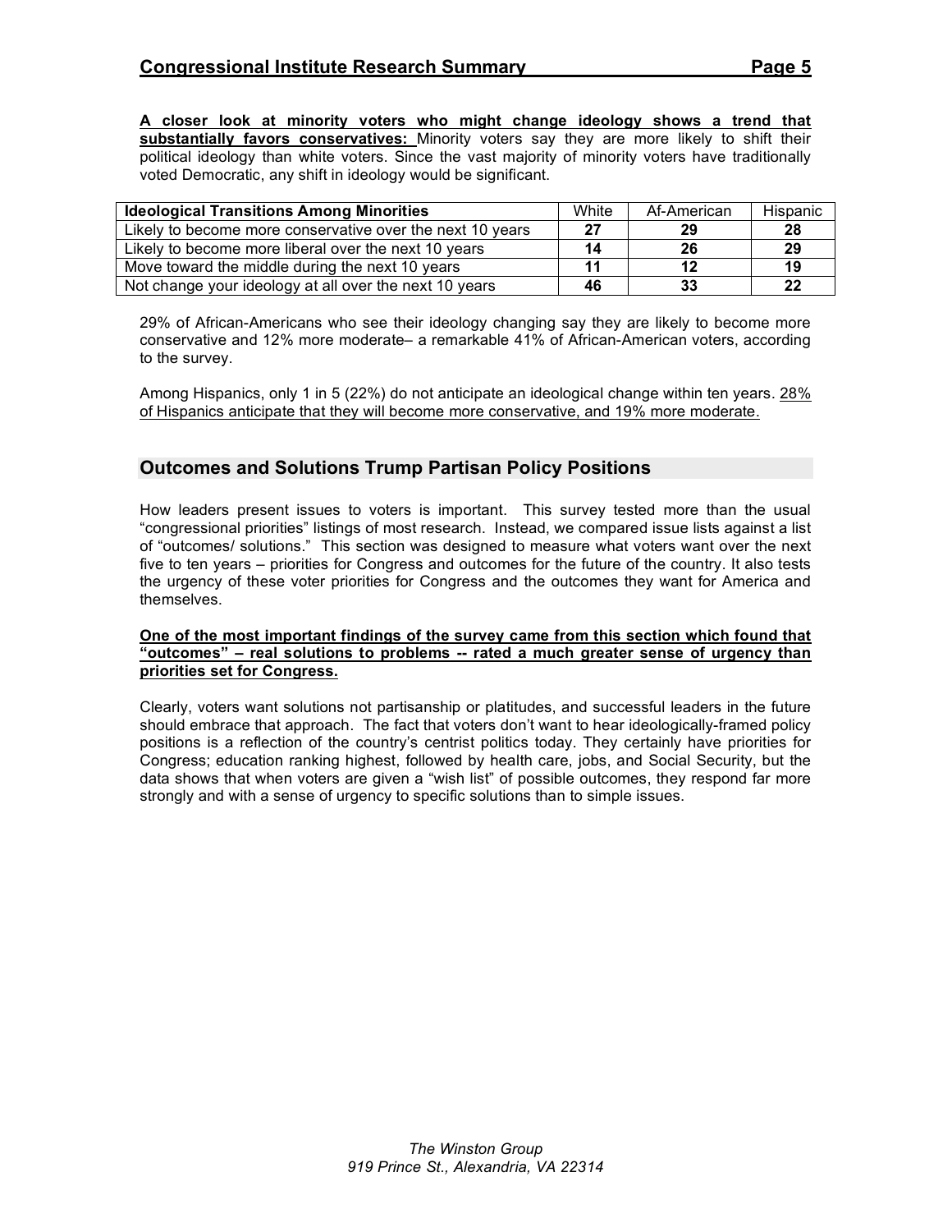**A closer look at minority voters who might change ideology shows a trend that substantially favors conservatives:** Minority voters say they are more likely to shift their political ideology than white voters. Since the vast majority of minority voters have traditionally voted Democratic, any shift in ideology would be significant.

| Ideological Transitions Among Minorities | White | Af-American | Hispanic |
|---|---|---|---|
| Likely to become more conservative over the next 10 years | **27** | **29** | **28** |
| Likely to become more liberal over the next 10 years | **14** | **26** | **29** |
| Move toward the middle during the next 10 years | **11** | **12** | **19** |
| Not change your ideology at all over the next 10 years | **46** | **33** | **22** |

29% of African-Americans who see their ideology changing say they are likely to become more conservative and 12% more moderate– a remarkable 41% of African-American voters, according to the survey.

Among Hispanics, only 1 in 5 (22%) do not anticipate an ideological change within ten years. <u>28% of Hispanics anticipate that they will become more conservative, and 19% more moderate.</u>

## Outcomes and Solutions Trump Partisan Policy Positions

How leaders present issues to voters is important. This survey tested more than the usual "congressional priorities" listings of most research. Instead, we compared issue lists against a list of "outcomes/ solutions." This section was designed to measure what voters want over the next five to ten years – priorities for Congress and outcomes for the future of the country. It also tests the urgency of these voter priorities for Congress and the outcomes they want for America and themselves.

**One of the most important findings of the survey came from this section which found that "outcomes" – real solutions to problems -- rated a much greater sense of urgency than priorities set for Congress.**

Clearly, voters want solutions not partisanship or platitudes, and successful leaders in the future should embrace that approach. The fact that voters don't want to hear ideologically-framed policy positions is a reflection of the country's centrist politics today. They certainly have priorities for Congress; education ranking highest, followed by health care, jobs, and Social Security, but the data shows that when voters are given a "wish list" of possible outcomes, they respond far more strongly and with a sense of urgency to specific solutions than to simple issues.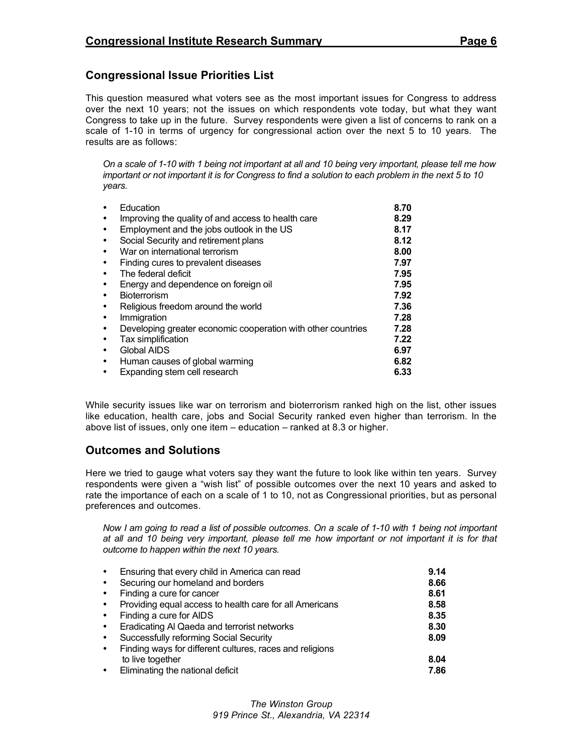## Congressional Issue Priorities List

This question measured what voters see as the most important issues for Congress to address over the next 10 years; not the issues on which respondents vote today, but what they want Congress to take up in the future. Survey respondents were given a list of concerns to rank on a scale of 1-10 in terms of urgency for congressional action over the next 5 to 10 years. The results are as follows:

*On a scale of 1-10 with 1 being not important at all and 10 being very important, please tell me how important or not important it is for Congress to find a solution to each problem in the next 5 to 10 years.*

- Education **8.70**
- Improving the quality of and access to health care **8.29**
- Employment and the jobs outlook in the US **8.17**
- Social Security and retirement plans **8.12**
- War on international terrorism **8.00**
- Finding cures to prevalent diseases **7.97**
- The federal deficit **7.95**
- Energy and dependence on foreign oil **7.95**
- Bioterrorism **7.92**
- Religious freedom around the world **7.36**
- Immigration **7.28**
- Developing greater economic cooperation with other countries **7.28**
- Tax simplification **7.22**
- Global AIDS **6.97**
- Human causes of global warming **6.82**
- Expanding stem cell research **6.33**

While security issues like war on terrorism and bioterrorism ranked high on the list, other issues like education, health care, jobs and Social Security ranked even higher than terrorism. In the above list of issues, only one item – education – ranked at 8.3 or higher.

## Outcomes and Solutions

Here we tried to gauge what voters say they want the future to look like within ten years. Survey respondents were given a "wish list" of possible outcomes over the next 10 years and asked to rate the importance of each on a scale of 1 to 10, not as Congressional priorities, but as personal preferences and outcomes.

*Now I am going to read a list of possible outcomes. On a scale of 1-10 with 1 being not important at all and 10 being very important, please tell me how important or not important it is for that outcome to happen within the next 10 years.*

- Ensuring that every child in America can read **9.14**
- Securing our homeland and borders **8.66**
- Finding a cure for cancer **8.61**
- Providing equal access to health care for all Americans **8.58**
- Finding a cure for AIDS **8.35**
- Eradicating Al Qaeda and terrorist networks **8.30**
- Successfully reforming Social Security **8.09**
- Finding ways for different cultures, races and religions to live together **8.04**
- Eliminating the national deficit **7.86**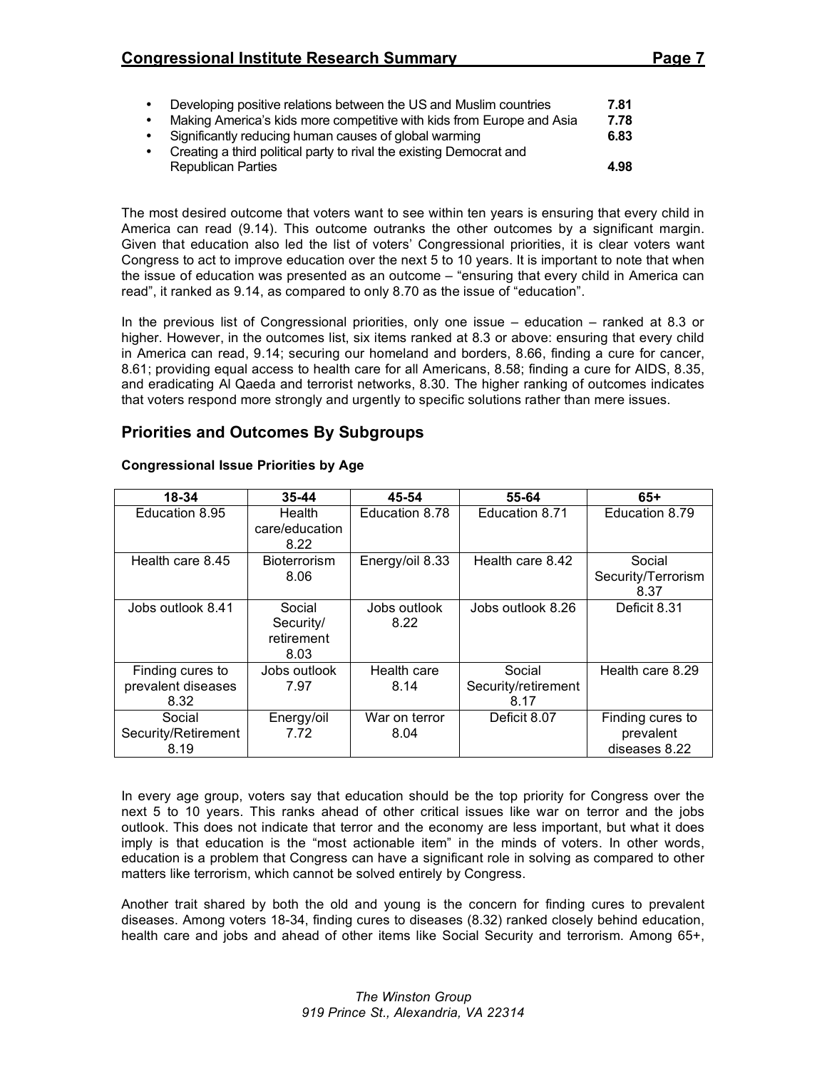- Developing positive relations between the US and Muslim countries **7.81**
- Making America's kids more competitive with kids from Europe and Asia **7.78**
- Significantly reducing human causes of global warming **6.83**
- Creating a third political party to rival the existing Democrat and Republican Parties **4.98**

The most desired outcome that voters want to see within ten years is ensuring that every child in America can read (9.14). This outcome outranks the other outcomes by a significant margin. Given that education also led the list of voters' Congressional priorities, it is clear voters want Congress to act to improve education over the next 5 to 10 years. It is important to note that when the issue of education was presented as an outcome – "ensuring that every child in America can read", it ranked as 9.14, as compared to only 8.70 as the issue of "education".

In the previous list of Congressional priorities, only one issue – education – ranked at 8.3 or higher. However, in the outcomes list, six items ranked at 8.3 or above: ensuring that every child in America can read, 9.14; securing our homeland and borders, 8.66, finding a cure for cancer, 8.61; providing equal access to health care for all Americans, 8.58; finding a cure for AIDS, 8.35, and eradicating Al Qaeda and terrorist networks, 8.30. The higher ranking of outcomes indicates that voters respond more strongly and urgently to specific solutions rather than mere issues.

## Priorities and Outcomes By Subgroups

**Congressional Issue Priorities by Age**

| 18-34 | 35-44 | 45-54 | 55-64 | 65+ |
|---|---|---|---|---|
| Education 8.95 | Health care/education 8.22 | Education 8.78 | Education 8.71 | Education 8.79 |
| Health care 8.45 | Bioterrorism 8.06 | Energy/oil 8.33 | Health care 8.42 | Social Security/Terrorism 8.37 |
| Jobs outlook 8.41 | Social Security/ retirement 8.03 | Jobs outlook 8.22 | Jobs outlook 8.26 | Deficit 8.31 |
| Finding cures to prevalent diseases 8.32 | Jobs outlook 7.97 | Health care 8.14 | Social Security/retirement 8.17 | Health care 8.29 |
| Social Security/Retirement 8.19 | Energy/oil 7.72 | War on terror 8.04 | Deficit 8.07 | Finding cures to prevalent diseases 8.22 |

In every age group, voters say that education should be the top priority for Congress over the next 5 to 10 years. This ranks ahead of other critical issues like war on terror and the jobs outlook. This does not indicate that terror and the economy are less important, but what it does imply is that education is the "most actionable item" in the minds of voters. In other words, education is a problem that Congress can have a significant role in solving as compared to other matters like terrorism, which cannot be solved entirely by Congress.

Another trait shared by both the old and young is the concern for finding cures to prevalent diseases. Among voters 18-34, finding cures to diseases (8.32) ranked closely behind education, health care and jobs and ahead of other items like Social Security and terrorism. Among 65+,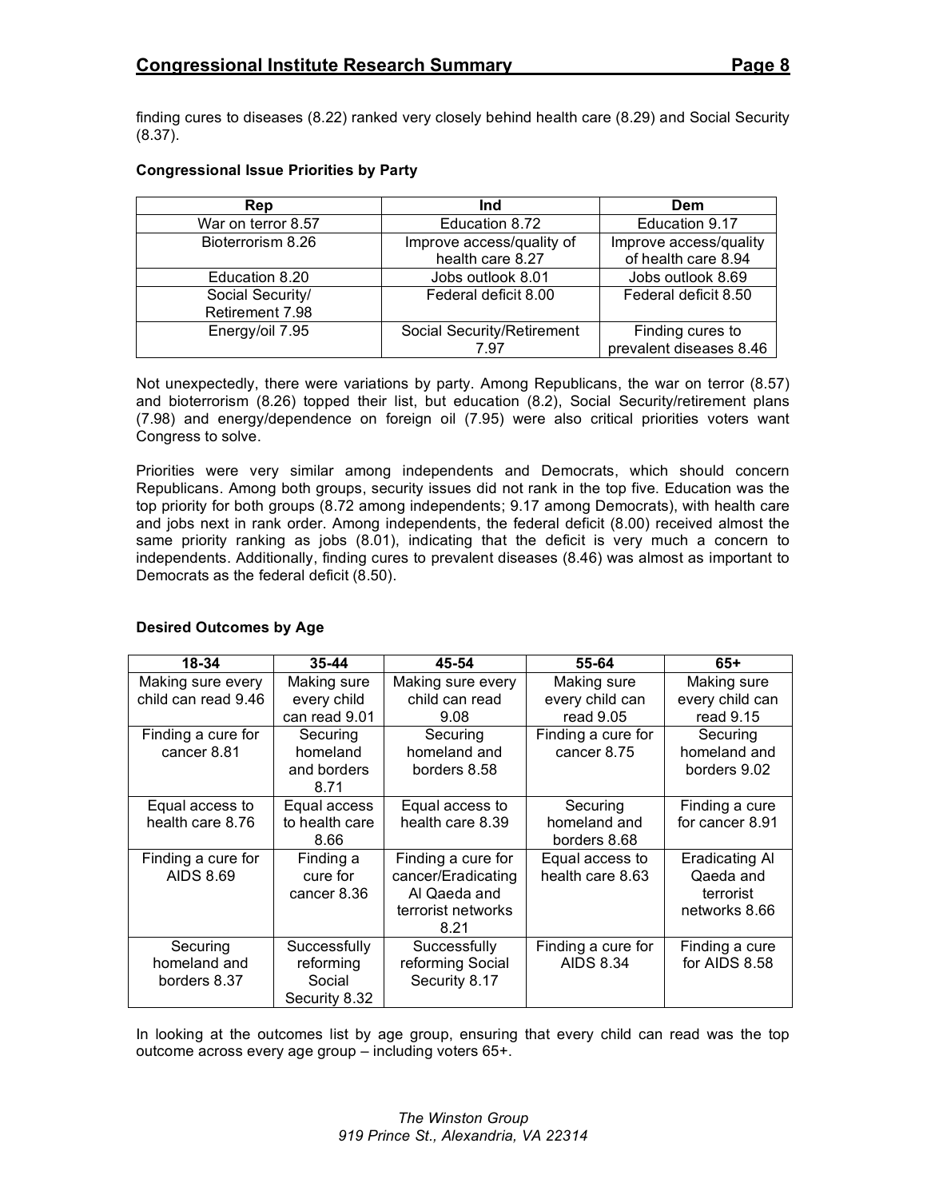finding cures to diseases (8.22) ranked very closely behind health care (8.29) and Social Security (8.37).

**Congressional Issue Priorities by Party**

| Rep | Ind | Dem |
|---|---|---|
| War on terror 8.57 | Education 8.72 | Education 9.17 |
| Bioterrorism 8.26 | Improve access/quality of health care 8.27 | Improve access/quality of health care 8.94 |
| Education 8.20 | Jobs outlook 8.01 | Jobs outlook 8.69 |
| Social Security/ Retirement 7.98 | Federal deficit 8.00 | Federal deficit 8.50 |
| Energy/oil 7.95 | Social Security/Retirement 7.97 | Finding cures to prevalent diseases 8.46 |

Not unexpectedly, there were variations by party. Among Republicans, the war on terror (8.57) and bioterrorism (8.26) topped their list, but education (8.2), Social Security/retirement plans (7.98) and energy/dependence on foreign oil (7.95) were also critical priorities voters want Congress to solve.

Priorities were very similar among independents and Democrats, which should concern Republicans. Among both groups, security issues did not rank in the top five. Education was the top priority for both groups (8.72 among independents; 9.17 among Democrats), with health care and jobs next in rank order. Among independents, the federal deficit (8.00) received almost the same priority ranking as jobs (8.01), indicating that the deficit is very much a concern to independents. Additionally, finding cures to prevalent diseases (8.46) was almost as important to Democrats as the federal deficit (8.50).

**Desired Outcomes by Age**

| 18-34 | 35-44 | 45-54 | 55-64 | 65+ |
|---|---|---|---|---|
| Making sure every child can read 9.46 | Making sure every child can read 9.01 | Making sure every child can read 9.08 | Making sure every child can read 9.05 | Making sure every child can read 9.15 |
| Finding a cure for cancer 8.81 | Securing homeland and borders 8.71 | Securing homeland and borders 8.58 | Finding a cure for cancer 8.75 | Securing homeland and borders 9.02 |
| Equal access to health care 8.76 | Equal access to health care 8.66 | Equal access to health care 8.39 | Securing homeland and borders 8.68 | Finding a cure for cancer 8.91 |
| Finding a cure for AIDS 8.69 | Finding a cure for cancer 8.36 | Finding a cure for cancer/Eradicating Al Qaeda and terrorist networks 8.21 | Equal access to health care 8.63 | Eradicating Al Qaeda and terrorist networks 8.66 |
| Securing homeland and borders 8.37 | Successfully reforming Social Security 8.32 | Successfully reforming Social Security 8.17 | Finding a cure for AIDS 8.34 | Finding a cure for AIDS 8.58 |

In looking at the outcomes list by age group, ensuring that every child can read was the top outcome across every age group – including voters 65+.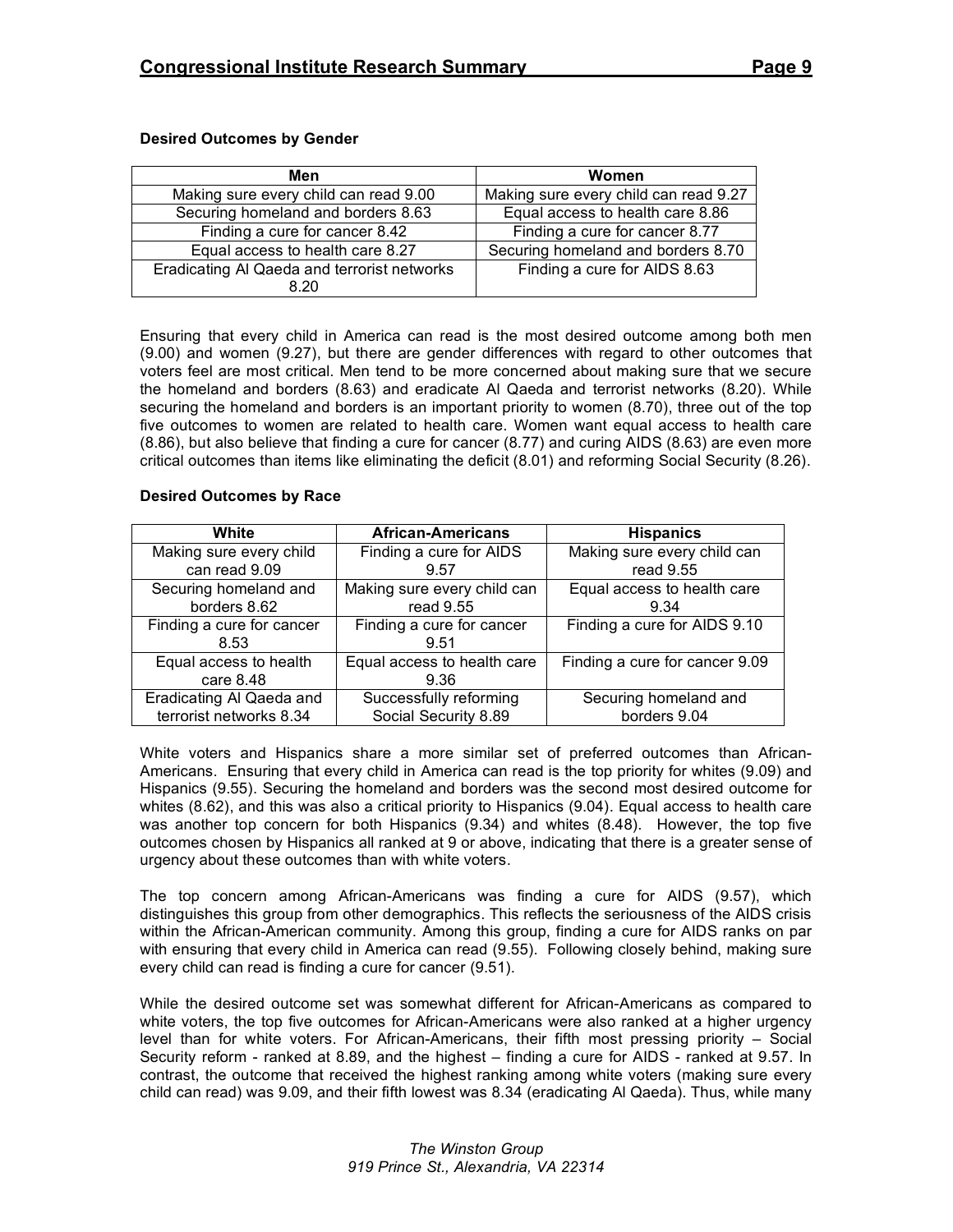**Desired Outcomes by Gender**

| Men | Women |
|---|---|
| Making sure every child can read 9.00 | Making sure every child can read 9.27 |
| Securing homeland and borders 8.63 | Equal access to health care 8.86 |
| Finding a cure for cancer 8.42 | Finding a cure for cancer 8.77 |
| Equal access to health care 8.27 | Securing homeland and borders 8.70 |
| Eradicating Al Qaeda and terrorist networks 8.20 | Finding a cure for AIDS 8.63 |

Ensuring that every child in America can read is the most desired outcome among both men (9.00) and women (9.27), but there are gender differences with regard to other outcomes that voters feel are most critical. Men tend to be more concerned about making sure that we secure the homeland and borders (8.63) and eradicate Al Qaeda and terrorist networks (8.20). While securing the homeland and borders is an important priority to women (8.70), three out of the top five outcomes to women are related to health care. Women want equal access to health care (8.86), but also believe that finding a cure for cancer (8.77) and curing AIDS (8.63) are even more critical outcomes than items like eliminating the deficit (8.01) and reforming Social Security (8.26).

**Desired Outcomes by Race**

| White | African-Americans | Hispanics |
|---|---|---|
| Making sure every child can read 9.09 | Finding a cure for AIDS 9.57 | Making sure every child can read 9.55 |
| Securing homeland and borders 8.62 | Making sure every child can read 9.55 | Equal access to health care 9.34 |
| Finding a cure for cancer 8.53 | Finding a cure for cancer 9.51 | Finding a cure for AIDS 9.10 |
| Equal access to health care 8.48 | Equal access to health care 9.36 | Finding a cure for cancer 9.09 |
| Eradicating Al Qaeda and terrorist networks 8.34 | Successfully reforming Social Security 8.89 | Securing homeland and borders 9.04 |

White voters and Hispanics share a more similar set of preferred outcomes than African-Americans. Ensuring that every child in America can read is the top priority for whites (9.09) and Hispanics (9.55). Securing the homeland and borders was the second most desired outcome for whites (8.62), and this was also a critical priority to Hispanics (9.04). Equal access to health care was another top concern for both Hispanics (9.34) and whites (8.48). However, the top five outcomes chosen by Hispanics all ranked at 9 or above, indicating that there is a greater sense of urgency about these outcomes than with white voters.

The top concern among African-Americans was finding a cure for AIDS (9.57), which distinguishes this group from other demographics. This reflects the seriousness of the AIDS crisis within the African-American community. Among this group, finding a cure for AIDS ranks on par with ensuring that every child in America can read (9.55). Following closely behind, making sure every child can read is finding a cure for cancer (9.51).

While the desired outcome set was somewhat different for African-Americans as compared to white voters, the top five outcomes for African-Americans were also ranked at a higher urgency level than for white voters. For African-Americans, their fifth most pressing priority – Social Security reform - ranked at 8.89, and the highest – finding a cure for AIDS - ranked at 9.57. In contrast, the outcome that received the highest ranking among white voters (making sure every child can read) was 9.09, and their fifth lowest was 8.34 (eradicating Al Qaeda). Thus, while many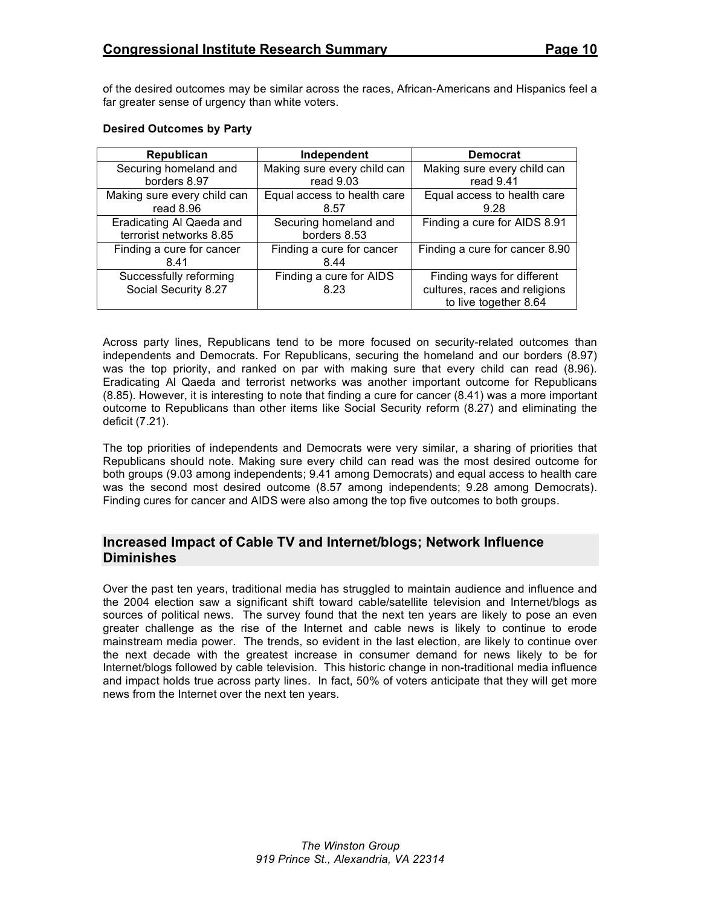of the desired outcomes may be similar across the races, African-Americans and Hispanics feel a far greater sense of urgency than white voters.

**Desired Outcomes by Party**

| Republican | Independent | Democrat |
|---|---|---|
| Securing homeland and borders 8.97 | Making sure every child can read 9.03 | Making sure every child can read 9.41 |
| Making sure every child can read 8.96 | Equal access to health care 8.57 | Equal access to health care 9.28 |
| Eradicating Al Qaeda and terrorist networks 8.85 | Securing homeland and borders 8.53 | Finding a cure for AIDS 8.91 |
| Finding a cure for cancer 8.41 | Finding a cure for cancer 8.44 | Finding a cure for cancer 8.90 |
| Successfully reforming Social Security 8.27 | Finding a cure for AIDS 8.23 | Finding ways for different cultures, races and religions to live together 8.64 |

Across party lines, Republicans tend to be more focused on security-related outcomes than independents and Democrats. For Republicans, securing the homeland and our borders (8.97) was the top priority, and ranked on par with making sure that every child can read (8.96). Eradicating Al Qaeda and terrorist networks was another important outcome for Republicans (8.85). However, it is interesting to note that finding a cure for cancer (8.41) was a more important outcome to Republicans than other items like Social Security reform (8.27) and eliminating the deficit (7.21).

The top priorities of independents and Democrats were very similar, a sharing of priorities that Republicans should note. Making sure every child can read was the most desired outcome for both groups (9.03 among independents; 9.41 among Democrats) and equal access to health care was the second most desired outcome (8.57 among independents; 9.28 among Democrats). Finding cures for cancer and AIDS were also among the top five outcomes to both groups.

## Increased Impact of Cable TV and Internet/blogs; Network Influence Diminishes

Over the past ten years, traditional media has struggled to maintain audience and influence and the 2004 election saw a significant shift toward cable/satellite television and Internet/blogs as sources of political news. The survey found that the next ten years are likely to pose an even greater challenge as the rise of the Internet and cable news is likely to continue to erode mainstream media power. The trends, so evident in the last election, are likely to continue over the next decade with the greatest increase in consumer demand for news likely to be for Internet/blogs followed by cable television. This historic change in non-traditional media influence and impact holds true across party lines. In fact, 50% of voters anticipate that they will get more news from the Internet over the next ten years.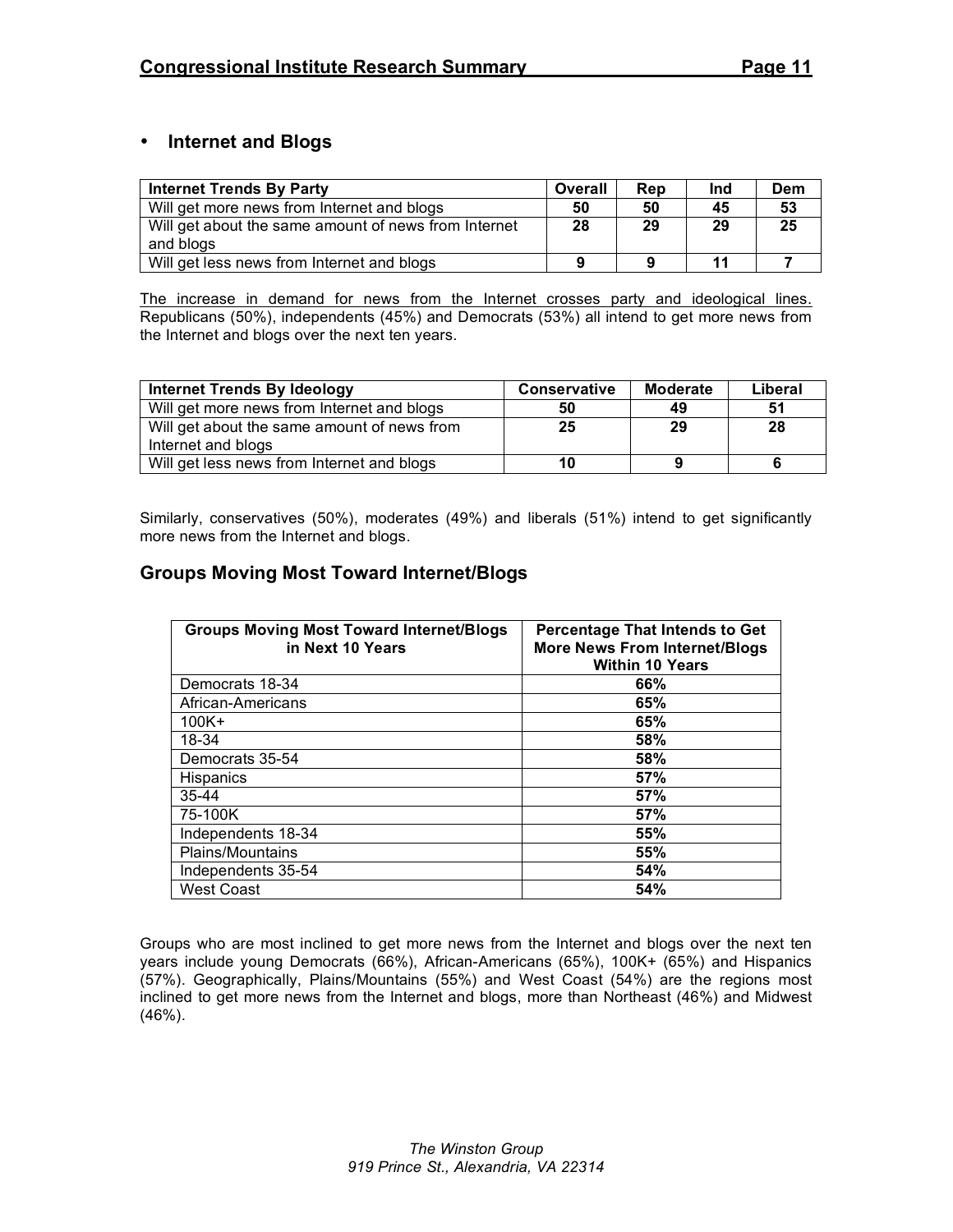- **Internet and Blogs**

| **Internet Trends By Party** | **Overall** | **Rep** | **Ind** | **Dem** |
|---|---|---|---|---|
| Will get more news from Internet and blogs | **50** | **50** | **45** | **53** |
| Will get about the same amount of news from Internet and blogs | **28** | **29** | **29** | **25** |
| Will get less news from Internet and blogs | **9** | **9** | **11** | **7** |

The increase in demand for news from the Internet crosses party and ideological lines. Republicans (50%), independents (45%) and Democrats (53%) all intend to get more news from the Internet and blogs over the next ten years.

| **Internet Trends By Ideology** | **Conservative** | **Moderate** | **Liberal** |
|---|---|---|---|
| Will get more news from Internet and blogs | **50** | **49** | **51** |
| Will get about the same amount of news from Internet and blogs | **25** | **29** | **28** |
| Will get less news from Internet and blogs | **10** | **9** | **6** |

Similarly, conservatives (50%), moderates (49%) and liberals (51%) intend to get significantly more news from the Internet and blogs.

## Groups Moving Most Toward Internet/Blogs

| **Groups Moving Most Toward Internet/Blogs in Next 10 Years** | **Percentage That Intends to Get More News From Internet/Blogs Within 10 Years** |
|---|---|
| Democrats 18-34 | **66%** |
| African-Americans | **65%** |
| 100K+ | **65%** |
| 18-34 | **58%** |
| Democrats 35-54 | **58%** |
| Hispanics | **57%** |
| 35-44 | **57%** |
| 75-100K | **57%** |
| Independents 18-34 | **55%** |
| Plains/Mountains | **55%** |
| Independents 35-54 | **54%** |
| West Coast | **54%** |

Groups who are most inclined to get more news from the Internet and blogs over the next ten years include young Democrats (66%), African-Americans (65%), 100K+ (65%) and Hispanics (57%). Geographically, Plains/Mountains (55%) and West Coast (54%) are the regions most inclined to get more news from the Internet and blogs, more than Northeast (46%) and Midwest (46%).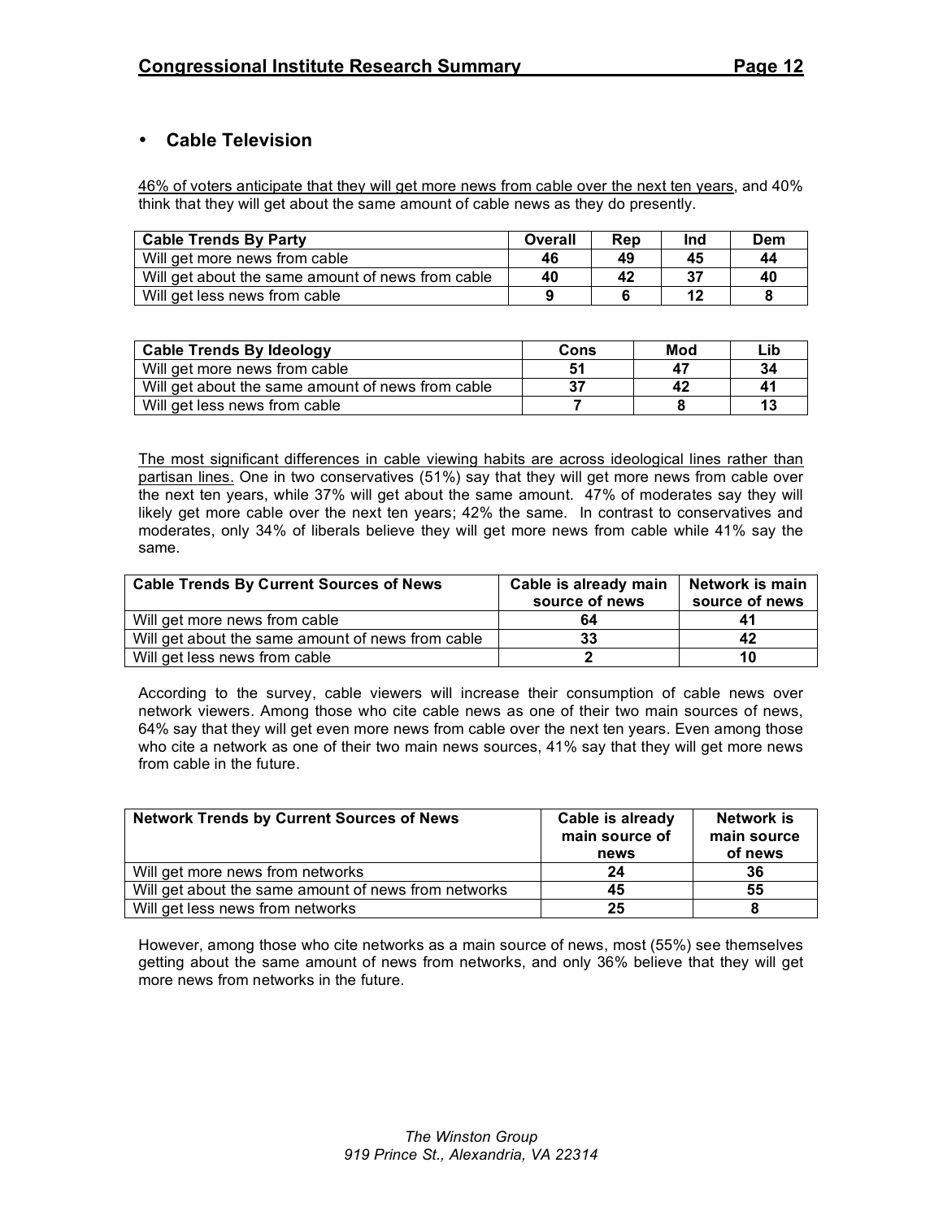- **Cable Television**

46% of voters anticipate that they will get more news from cable over the next ten years, and 40% think that they will get about the same amount of cable news as they do presently.

| Cable Trends By Party | Overall | Rep | Ind | Dem |
|---|---|---|---|---|
| Will get more news from cable | 46 | 49 | 45 | 44 |
| Will get about the same amount of news from cable | 40 | 42 | 37 | 40 |
| Will get less news from cable | 9 | 6 | 12 | 8 |

| Cable Trends By Ideology | Cons | Mod | Lib |
|---|---|---|---|
| Will get more news from cable | 51 | 47 | 34 |
| Will get about the same amount of news from cable | 37 | 42 | 41 |
| Will get less news from cable | 7 | 8 | 13 |

The most significant differences in cable viewing habits are across ideological lines rather than partisan lines. One in two conservatives (51%) say that they will get more news from cable over the next ten years, while 37% will get about the same amount. 47% of moderates say they will likely get more cable over the next ten years; 42% the same. In contrast to conservatives and moderates, only 34% of liberals believe they will get more news from cable while 41% say the same.

| Cable Trends By Current Sources of News | Cable is already main source of news | Network is main source of news |
|---|---|---|
| Will get more news from cable | 64 | 41 |
| Will get about the same amount of news from cable | 33 | 42 |
| Will get less news from cable | 2 | 10 |

According to the survey, cable viewers will increase their consumption of cable news over network viewers. Among those who cite cable news as one of their two main sources of news, 64% say that they will get even more news from cable over the next ten years. Even among those who cite a network as one of their two main news sources, 41% say that they will get more news from cable in the future.

| Network Trends by Current Sources of News | Cable is already main source of news | Network is main source of news |
|---|---|---|
| Will get more news from networks | 24 | 36 |
| Will get about the same amount of news from networks | 45 | 55 |
| Will get less news from networks | 25 | 8 |

However, among those who cite networks as a main source of news, most (55%) see themselves getting about the same amount of news from networks, and only 36% believe that they will get more news from networks in the future.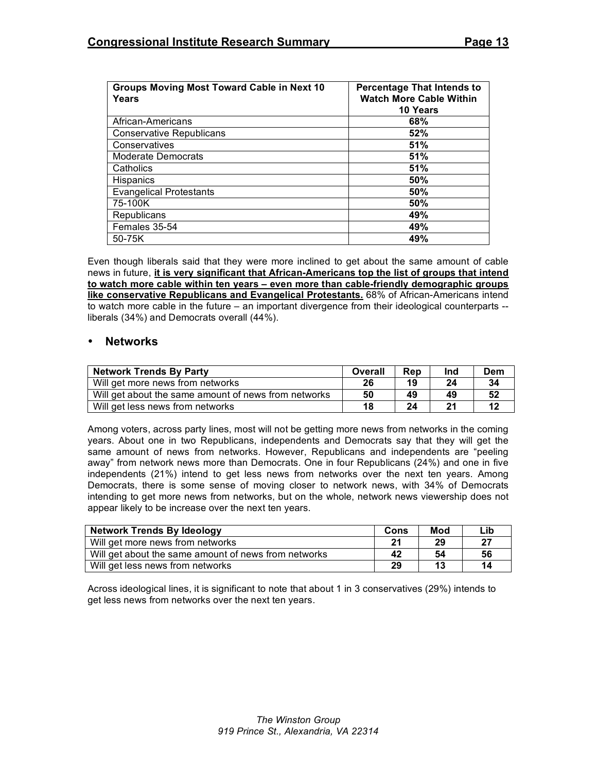| Groups Moving Most Toward Cable in Next 10 Years | Percentage That Intends to Watch More Cable Within 10 Years |
|---|---|
| African-Americans | **68%** |
| Conservative Republicans | **52%** |
| Conservatives | **51%** |
| Moderate Democrats | **51%** |
| Catholics | **51%** |
| Hispanics | **50%** |
| Evangelical Protestants | **50%** |
| 75-100K | **50%** |
| Republicans | **49%** |
| Females 35-54 | **49%** |
| 50-75K | **49%** |

Even though liberals said that they were more inclined to get about the same amount of cable news in future, **it is very significant that African-Americans top the list of groups that intend to watch more cable within ten years – even more than cable-friendly demographic groups like conservative Republicans and Evangelical Protestants.** 68% of African-Americans intend to watch more cable in the future – an important divergence from their ideological counterparts -- liberals (34%) and Democrats overall (44%).

- ## Networks

| Network Trends By Party | Overall | Rep | Ind | Dem |
|---|---|---|---|---|
| Will get more news from networks | **26** | **19** | **24** | **34** |
| Will get about the same amount of news from networks | **50** | **49** | **49** | **52** |
| Will get less news from networks | **18** | **24** | **21** | **12** |

Among voters, across party lines, most will not be getting more news from networks in the coming years. About one in two Republicans, independents and Democrats say that they will get the same amount of news from networks. However, Republicans and independents are "peeling away" from network news more than Democrats. One in four Republicans (24%) and one in five independents (21%) intend to get less news from networks over the next ten years. Among Democrats, there is some sense of moving closer to network news, with 34% of Democrats intending to get more news from networks, but on the whole, network news viewership does not appear likely to be increase over the next ten years.

| Network Trends By Ideology | Cons | Mod | Lib |
|---|---|---|---|
| Will get more news from networks | **21** | **29** | **27** |
| Will get about the same amount of news from networks | **42** | **54** | **56** |
| Will get less news from networks | **29** | **13** | **14** |

Across ideological lines, it is significant to note that about 1 in 3 conservatives (29%) intends to get less news from networks over the next ten years.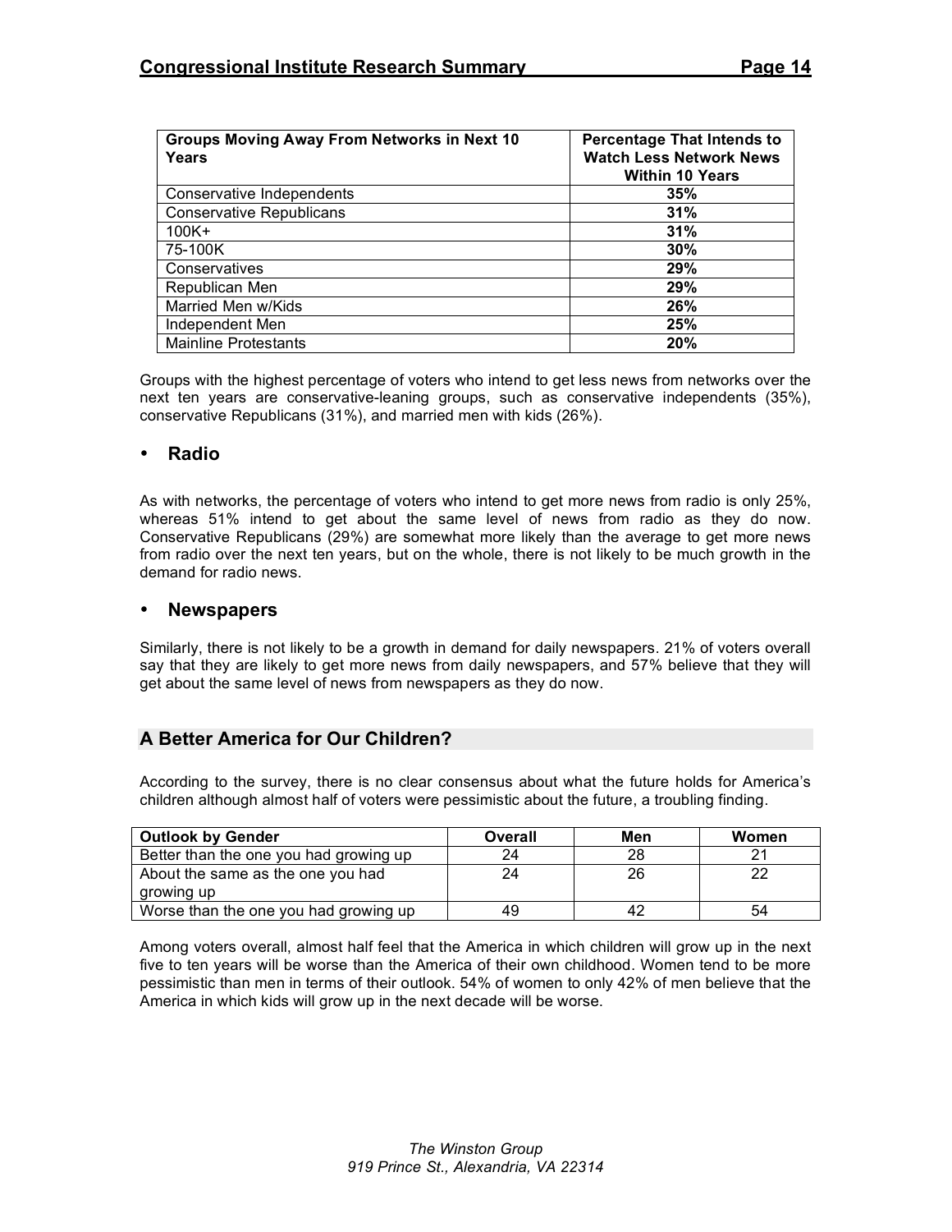| Groups Moving Away From Networks in Next 10 Years | Percentage That Intends to Watch Less Network News Within 10 Years |
|---|---|
| Conservative Independents | **35%** |
| Conservative Republicans | **31%** |
| 100K+ | **31%** |
| 75-100K | **30%** |
| Conservatives | **29%** |
| Republican Men | **29%** |
| Married Men w/Kids | **26%** |
| Independent Men | **25%** |
| Mainline Protestants | **20%** |

Groups with the highest percentage of voters who intend to get less news from networks over the next ten years are conservative-leaning groups, such as conservative independents (35%), conservative Republicans (31%), and married men with kids (26%).

- **Radio**

As with networks, the percentage of voters who intend to get more news from radio is only 25%, whereas 51% intend to get about the same level of news from radio as they do now. Conservative Republicans (29%) are somewhat more likely than the average to get more news from radio over the next ten years, but on the whole, there is not likely to be much growth in the demand for radio news.

- **Newspapers**

Similarly, there is not likely to be a growth in demand for daily newspapers. 21% of voters overall say that they are likely to get more news from daily newspapers, and 57% believe that they will get about the same level of news from newspapers as they do now.

## A Better America for Our Children?

According to the survey, there is no clear consensus about what the future holds for America's children although almost half of voters were pessimistic about the future, a troubling finding.

| Outlook by Gender | Overall | Men | Women |
|---|---|---|---|
| Better than the one you had growing up | 24 | 28 | 21 |
| About the same as the one you had growing up | 24 | 26 | 22 |
| Worse than the one you had growing up | 49 | 42 | 54 |

Among voters overall, almost half feel that the America in which children will grow up in the next five to ten years will be worse than the America of their own childhood. Women tend to be more pessimistic than men in terms of their outlook. 54% of women to only 42% of men believe that the America in which kids will grow up in the next decade will be worse.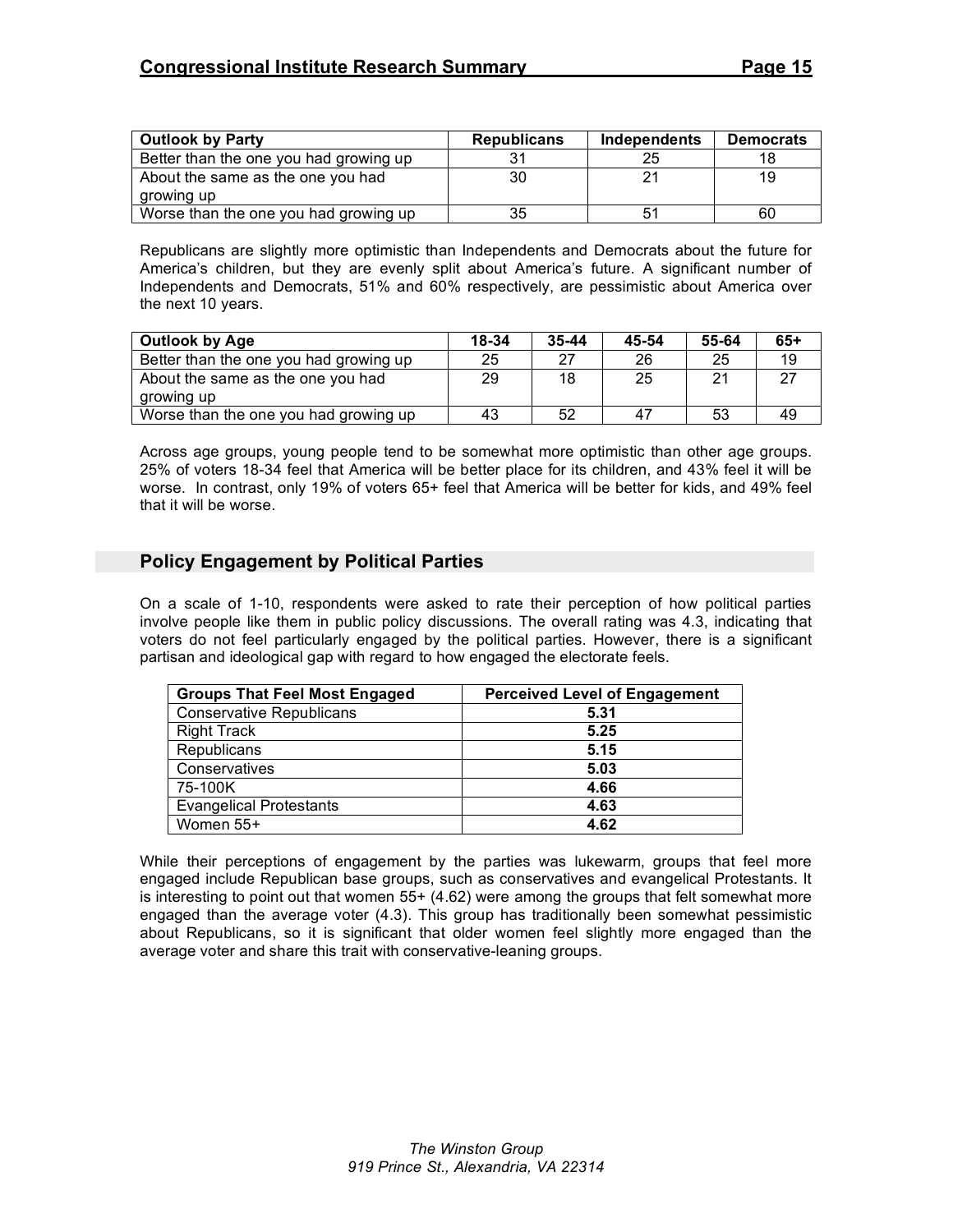| Outlook by Party | Republicans | Independents | Democrats |
| --- | --- | --- | --- |
| Better than the one you had growing up | 31 | 25 | 18 |
| About the same as the one you had growing up | 30 | 21 | 19 |
| Worse than the one you had growing up | 35 | 51 | 60 |

Republicans are slightly more optimistic than Independents and Democrats about the future for America's children, but they are evenly split about America's future. A significant number of Independents and Democrats, 51% and 60% respectively, are pessimistic about America over the next 10 years.

| Outlook by Age | 18-34 | 35-44 | 45-54 | 55-64 | 65+ |
| --- | --- | --- | --- | --- | --- |
| Better than the one you had growing up | 25 | 27 | 26 | 25 | 19 |
| About the same as the one you had growing up | 29 | 18 | 25 | 21 | 27 |
| Worse than the one you had growing up | 43 | 52 | 47 | 53 | 49 |

Across age groups, young people tend to be somewhat more optimistic than other age groups. 25% of voters 18-34 feel that America will be better place for its children, and 43% feel it will be worse. In contrast, only 19% of voters 65+ feel that America will be better for kids, and 49% feel that it will be worse.

## Policy Engagement by Political Parties

On a scale of 1-10, respondents were asked to rate their perception of how political parties involve people like them in public policy discussions. The overall rating was 4.3, indicating that voters do not feel particularly engaged by the political parties. However, there is a significant partisan and ideological gap with regard to how engaged the electorate feels.

| Groups That Feel Most Engaged | Perceived Level of Engagement |
| --- | --- |
| Conservative Republicans | **5.31** |
| Right Track | **5.25** |
| Republicans | **5.15** |
| Conservatives | **5.03** |
| 75-100K | **4.66** |
| Evangelical Protestants | **4.63** |
| Women 55+ | **4.62** |

While their perceptions of engagement by the parties was lukewarm, groups that feel more engaged include Republican base groups, such as conservatives and evangelical Protestants. It is interesting to point out that women 55+ (4.62) were among the groups that felt somewhat more engaged than the average voter (4.3). This group has traditionally been somewhat pessimistic about Republicans, so it is significant that older women feel slightly more engaged than the average voter and share this trait with conservative-leaning groups.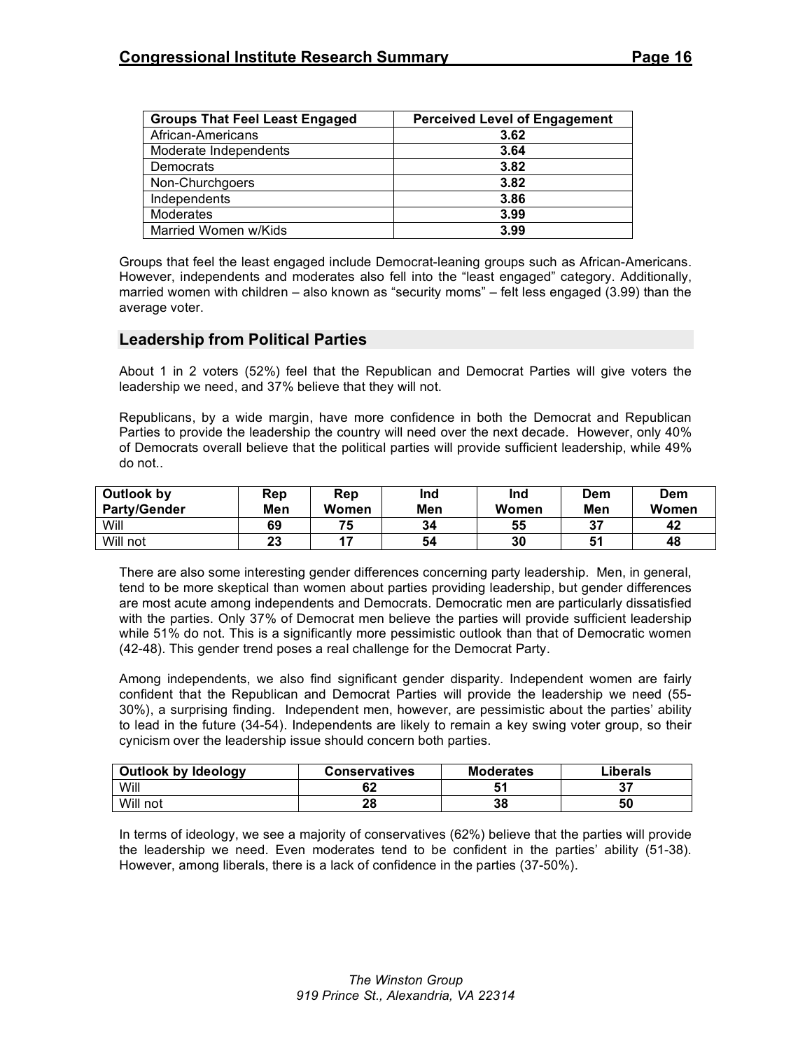| Groups That Feel Least Engaged | Perceived Level of Engagement |
|---|---|
| African-Americans | 3.62 |
| Moderate Independents | 3.64 |
| Democrats | 3.82 |
| Non-Churchgoers | 3.82 |
| Independents | 3.86 |
| Moderates | 3.99 |
| Married Women w/Kids | 3.99 |

Groups that feel the least engaged include Democrat-leaning groups such as African-Americans. However, independents and moderates also fell into the "least engaged" category. Additionally, married women with children – also known as "security moms" – felt less engaged (3.99) than the average voter.

## Leadership from Political Parties

About 1 in 2 voters (52%) feel that the Republican and Democrat Parties will give voters the leadership we need, and 37% believe that they will not.

Republicans, by a wide margin, have more confidence in both the Democrat and Republican Parties to provide the leadership the country will need over the next decade. However, only 40% of Democrats overall believe that the political parties will provide sufficient leadership, while 49% do not..

| Outlook by Party/Gender | Rep Men | Rep Women | Ind Men | Ind Women | Dem Men | Dem Women |
|---|---|---|---|---|---|---|
| Will | 69 | 75 | 34 | 55 | 37 | 42 |
| Will not | 23 | 17 | 54 | 30 | 51 | 48 |

There are also some interesting gender differences concerning party leadership. Men, in general, tend to be more skeptical than women about parties providing leadership, but gender differences are most acute among independents and Democrats. Democratic men are particularly dissatisfied with the parties. Only 37% of Democrat men believe the parties will provide sufficient leadership while 51% do not. This is a significantly more pessimistic outlook than that of Democratic women (42-48). This gender trend poses a real challenge for the Democrat Party.

Among independents, we also find significant gender disparity. Independent women are fairly confident that the Republican and Democrat Parties will provide the leadership we need (55-30%), a surprising finding. Independent men, however, are pessimistic about the parties' ability to lead in the future (34-54). Independents are likely to remain a key swing voter group, so their cynicism over the leadership issue should concern both parties.

| Outlook by Ideology | Conservatives | Moderates | Liberals |
|---|---|---|---|
| Will | 62 | 51 | 37 |
| Will not | 28 | 38 | 50 |

In terms of ideology, we see a majority of conservatives (62%) believe that the parties will provide the leadership we need. Even moderates tend to be confident in the parties' ability (51-38). However, among liberals, there is a lack of confidence in the parties (37-50%).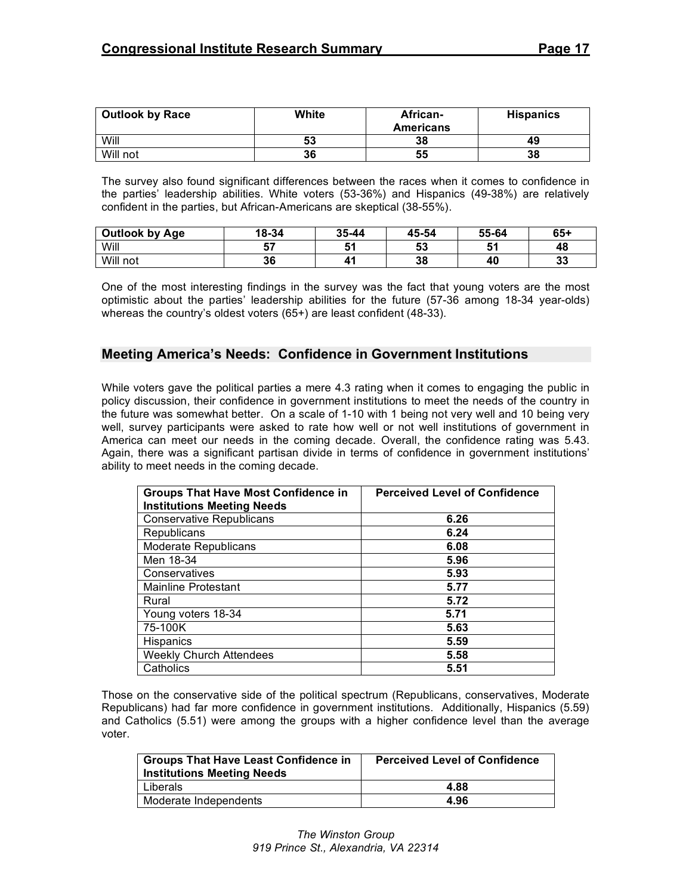| Outlook by Race | White | African-Americans | Hispanics |
|---|---|---|---|
| Will | 53 | 38 | 49 |
| Will not | 36 | 55 | 38 |

The survey also found significant differences between the races when it comes to confidence in the parties' leadership abilities. White voters (53-36%) and Hispanics (49-38%) are relatively confident in the parties, but African-Americans are skeptical (38-55%).

| Outlook by Age | 18-34 | 35-44 | 45-54 | 55-64 | 65+ |
|---|---|---|---|---|---|
| Will | 57 | 51 | 53 | 51 | 48 |
| Will not | 36 | 41 | 38 | 40 | 33 |

One of the most interesting findings in the survey was the fact that young voters are the most optimistic about the parties' leadership abilities for the future (57-36 among 18-34 year-olds) whereas the country's oldest voters (65+) are least confident (48-33).

## Meeting America's Needs: Confidence in Government Institutions

While voters gave the political parties a mere 4.3 rating when it comes to engaging the public in policy discussion, their confidence in government institutions to meet the needs of the country in the future was somewhat better. On a scale of 1-10 with 1 being not very well and 10 being very well, survey participants were asked to rate how well or not well institutions of government in America can meet our needs in the coming decade. Overall, the confidence rating was 5.43. Again, there was a significant partisan divide in terms of confidence in government institutions' ability to meet needs in the coming decade.

| Groups That Have Most Confidence in Institutions Meeting Needs | Perceived Level of Confidence |
|---|---|
| Conservative Republicans | 6.26 |
| Republicans | 6.24 |
| Moderate Republicans | 6.08 |
| Men 18-34 | 5.96 |
| Conservatives | 5.93 |
| Mainline Protestant | 5.77 |
| Rural | 5.72 |
| Young voters 18-34 | 5.71 |
| 75-100K | 5.63 |
| Hispanics | 5.59 |
| Weekly Church Attendees | 5.58 |
| Catholics | 5.51 |

Those on the conservative side of the political spectrum (Republicans, conservatives, Moderate Republicans) had far more confidence in government institutions. Additionally, Hispanics (5.59) and Catholics (5.51) were among the groups with a higher confidence level than the average voter.

| Groups That Have Least Confidence in Institutions Meeting Needs | Perceived Level of Confidence |
|---|---|
| Liberals | 4.88 |
| Moderate Independents | 4.96 |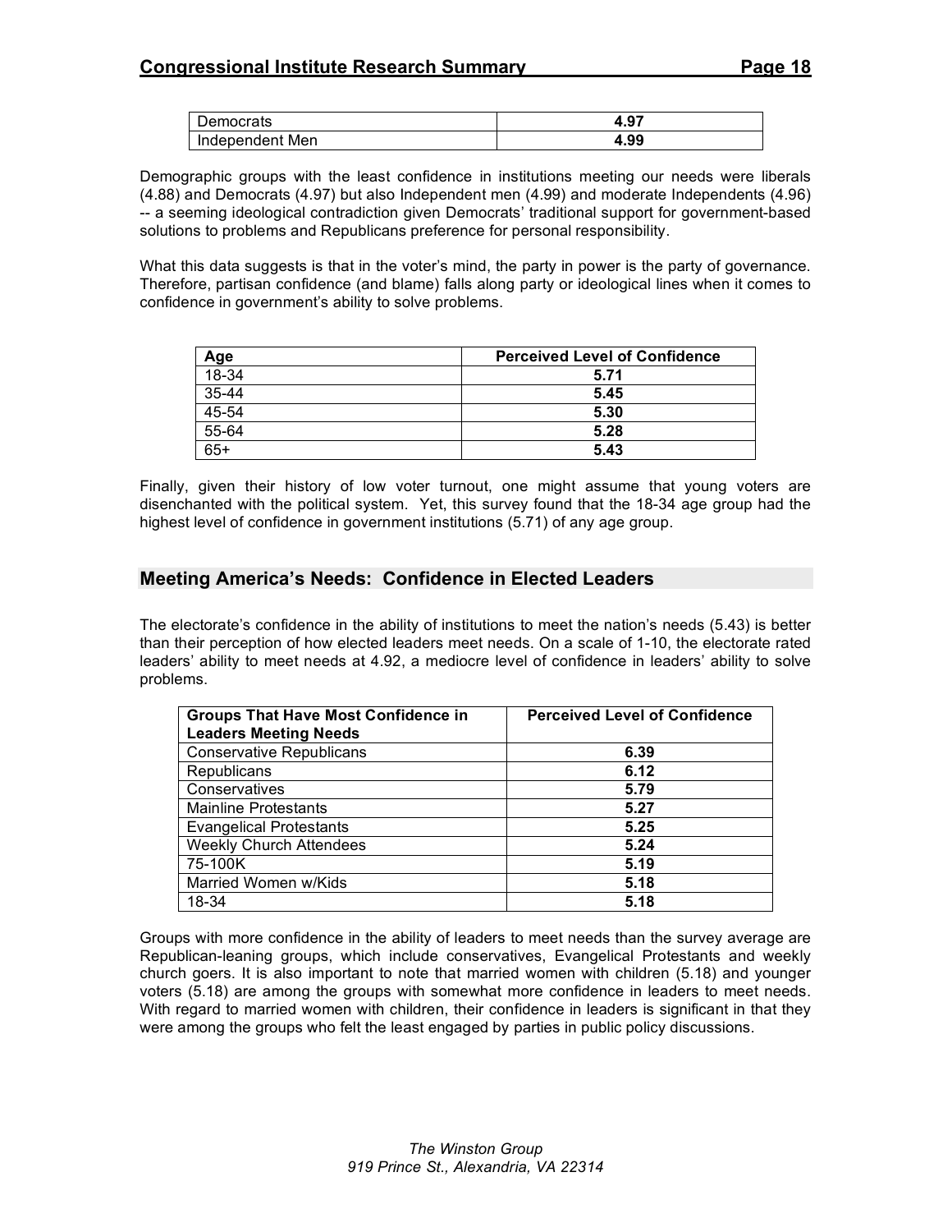| Democrats | 4.97 |
|---|---|
| Independent Men | 4.99 |

Demographic groups with the least confidence in institutions meeting our needs were liberals (4.88) and Democrats (4.97) but also Independent men (4.99) and moderate Independents (4.96) -- a seeming ideological contradiction given Democrats' traditional support for government-based solutions to problems and Republicans preference for personal responsibility.

What this data suggests is that in the voter's mind, the party in power is the party of governance. Therefore, partisan confidence (and blame) falls along party or ideological lines when it comes to confidence in government's ability to solve problems.

| Age | Perceived Level of Confidence |
|---|---|
| 18-34 | **5.71** |
| 35-44 | **5.45** |
| 45-54 | **5.30** |
| 55-64 | **5.28** |
| 65+ | **5.43** |

Finally, given their history of low voter turnout, one might assume that young voters are disenchanted with the political system. Yet, this survey found that the 18-34 age group had the highest level of confidence in government institutions (5.71) of any age group.

## Meeting America's Needs: Confidence in Elected Leaders

The electorate's confidence in the ability of institutions to meet the nation's needs (5.43) is better than their perception of how elected leaders meet needs. On a scale of 1-10, the electorate rated leaders' ability to meet needs at 4.92, a mediocre level of confidence in leaders' ability to solve problems.

| Groups That Have Most Confidence in Leaders Meeting Needs | Perceived Level of Confidence |
|---|---|
| Conservative Republicans | **6.39** |
| Republicans | **6.12** |
| Conservatives | **5.79** |
| Mainline Protestants | **5.27** |
| Evangelical Protestants | **5.25** |
| Weekly Church Attendees | **5.24** |
| 75-100K | **5.19** |
| Married Women w/Kids | **5.18** |
| 18-34 | **5.18** |

Groups with more confidence in the ability of leaders to meet needs than the survey average are Republican-leaning groups, which include conservatives, Evangelical Protestants and weekly church goers. It is also important to note that married women with children (5.18) and younger voters (5.18) are among the groups with somewhat more confidence in leaders to meet needs. With regard to married women with children, their confidence in leaders is significant in that they were among the groups who felt the least engaged by parties in public policy discussions.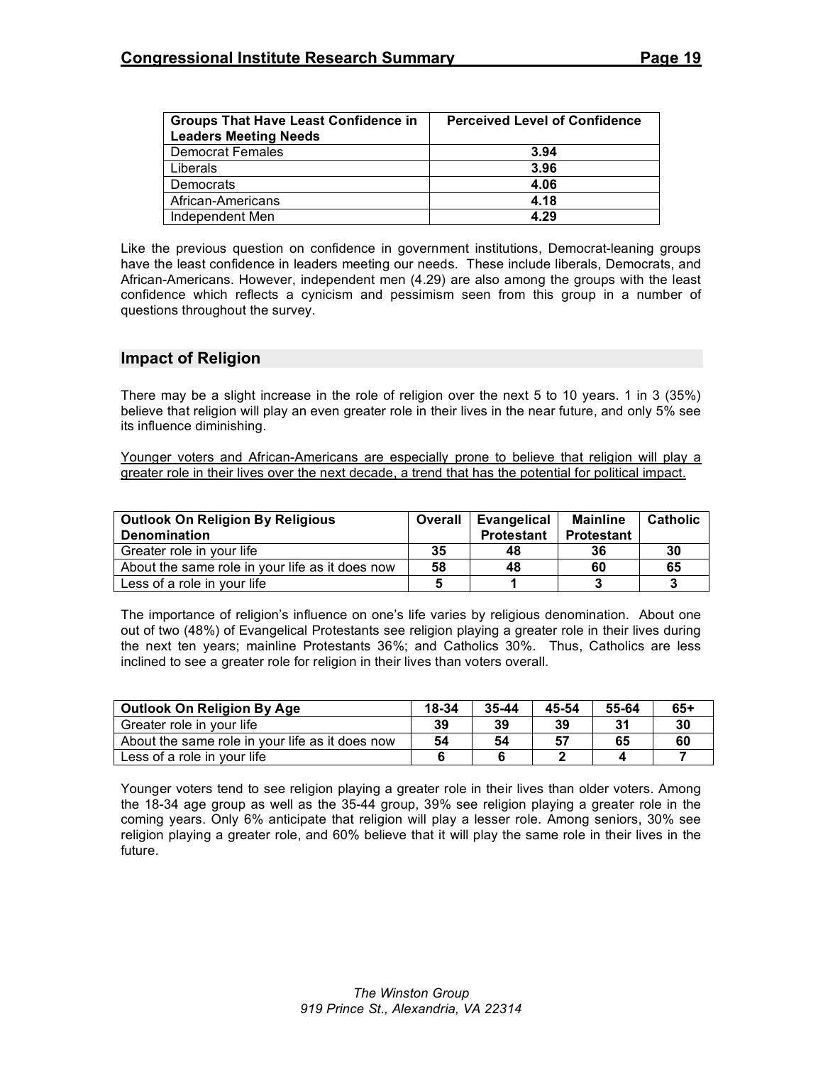| Groups That Have Least Confidence in Leaders Meeting Needs | Perceived Level of Confidence |
|---|---|
| Democrat Females | **3.94** |
| Liberals | **3.96** |
| Democrats | **4.06** |
| African-Americans | **4.18** |
| Independent Men | **4.29** |

Like the previous question on confidence in government institutions, Democrat-leaning groups have the least confidence in leaders meeting our needs. These include liberals, Democrats, and African-Americans. However, independent men (4.29) are also among the groups with the least confidence which reflects a cynicism and pessimism seen from this group in a number of questions throughout the survey.

## Impact of Religion

There may be a slight increase in the role of religion over the next 5 to 10 years. 1 in 3 (35%) believe that religion will play an even greater role in their lives in the near future, and only 5% see its influence diminishing.

<u>Younger voters and African-Americans are especially prone to believe that religion will play a greater role in their lives over the next decade, a trend that has the potential for political impact.</u>

| Outlook On Religion By Religious Denomination | Overall | Evangelical Protestant | Mainline Protestant | Catholic |
|---|---|---|---|---|
| Greater role in your life | **35** | **48** | **36** | **30** |
| About the same role in your life as it does now | **58** | **48** | **60** | **65** |
| Less of a role in your life | **5** | **1** | **3** | **3** |

The importance of religion's influence on one's life varies by religious denomination. About one out of two (48%) of Evangelical Protestants see religion playing a greater role in their lives during the next ten years; mainline Protestants 36%; and Catholics 30%. Thus, Catholics are less inclined to see a greater role for religion in their lives than voters overall.

| Outlook On Religion By Age | 18-34 | 35-44 | 45-54 | 55-64 | 65+ |
|---|---|---|---|---|---|
| Greater role in your life | **39** | **39** | **39** | **31** | **30** |
| About the same role in your life as it does now | **54** | **54** | **57** | **65** | **60** |
| Less of a role in your life | **6** | **6** | **2** | **4** | **7** |

Younger voters tend to see religion playing a greater role in their lives than older voters. Among the 18-34 age group as well as the 35-44 group, 39% see religion playing a greater role in the coming years. Only 6% anticipate that religion will play a lesser role. Among seniors, 30% see religion playing a greater role, and 60% believe that it will play the same role in their lives in the future.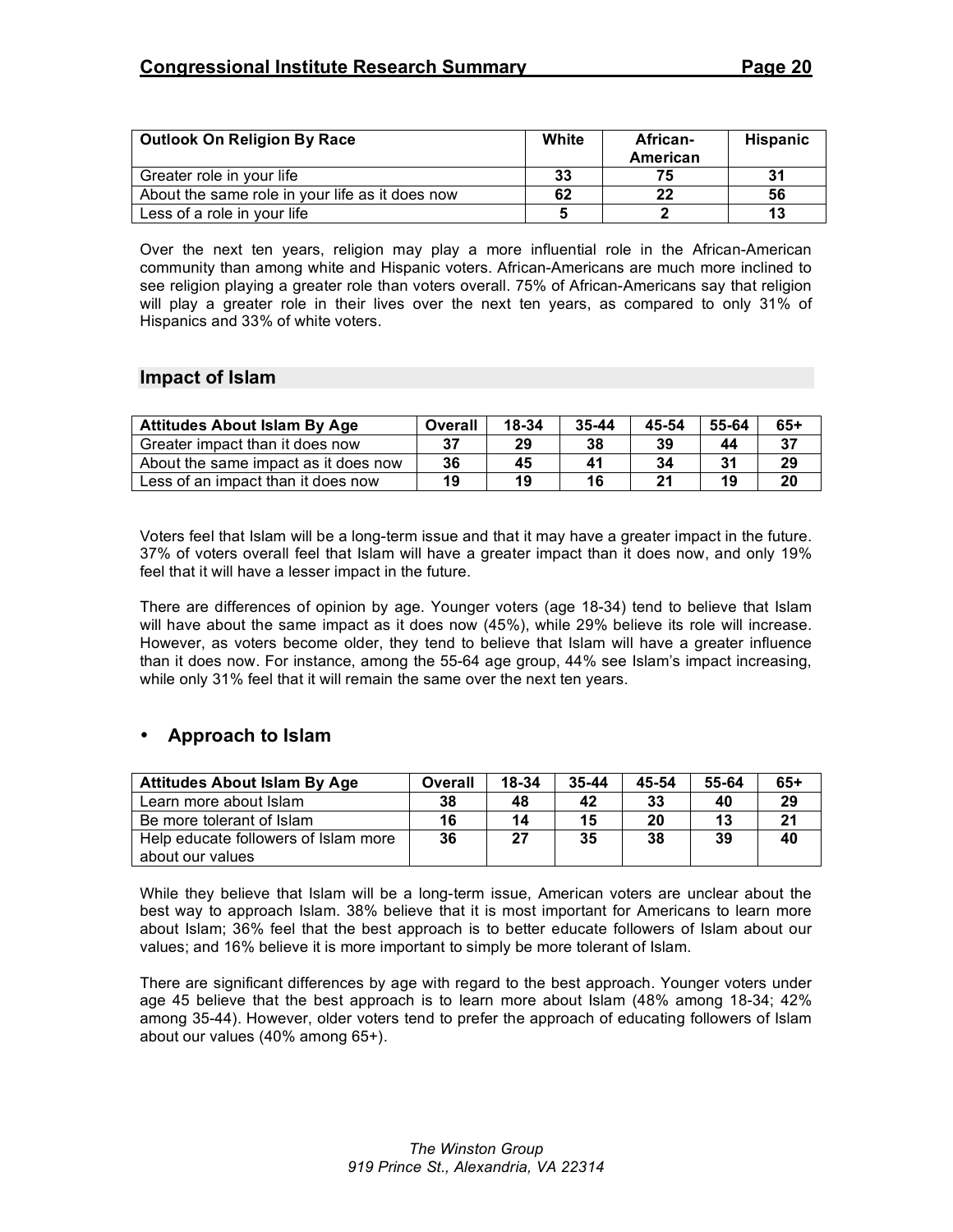| Outlook On Religion By Race | White | African-American | Hispanic |
|---|---|---|---|
| Greater role in your life | 33 | 75 | 31 |
| About the same role in your life as it does now | 62 | 22 | 56 |
| Less of a role in your life | 5 | 2 | 13 |

Over the next ten years, religion may play a more influential role in the African-American community than among white and Hispanic voters. African-Americans are much more inclined to see religion playing a greater role than voters overall. 75% of African-Americans say that religion will play a greater role in their lives over the next ten years, as compared to only 31% of Hispanics and 33% of white voters.

## Impact of Islam

| Attitudes About Islam By Age | Overall | 18-34 | 35-44 | 45-54 | 55-64 | 65+ |
|---|---|---|---|---|---|---|
| Greater impact than it does now | 37 | 29 | 38 | 39 | 44 | 37 |
| About the same impact as it does now | 36 | 45 | 41 | 34 | 31 | 29 |
| Less of an impact than it does now | 19 | 19 | 16 | 21 | 19 | 20 |

Voters feel that Islam will be a long-term issue and that it may have a greater impact in the future. 37% of voters overall feel that Islam will have a greater impact than it does now, and only 19% feel that it will have a lesser impact in the future.

There are differences of opinion by age. Younger voters (age 18-34) tend to believe that Islam will have about the same impact as it does now (45%), while 29% believe its role will increase. However, as voters become older, they tend to believe that Islam will have a greater influence than it does now. For instance, among the 55-64 age group, 44% see Islam's impact increasing, while only 31% feel that it will remain the same over the next ten years.

- **Approach to Islam**

| Attitudes About Islam By Age | Overall | 18-34 | 35-44 | 45-54 | 55-64 | 65+ |
|---|---|---|---|---|---|---|
| Learn more about Islam | 38 | 48 | 42 | 33 | 40 | 29 |
| Be more tolerant of Islam | 16 | 14 | 15 | 20 | 13 | 21 |
| Help educate followers of Islam more about our values | 36 | 27 | 35 | 38 | 39 | 40 |

While they believe that Islam will be a long-term issue, American voters are unclear about the best way to approach Islam. 38% believe that it is most important for Americans to learn more about Islam; 36% feel that the best approach is to better educate followers of Islam about our values; and 16% believe it is more important to simply be more tolerant of Islam.

There are significant differences by age with regard to the best approach. Younger voters under age 45 believe that the best approach is to learn more about Islam (48% among 18-34; 42% among 35-44). However, older voters tend to prefer the approach of educating followers of Islam about our values (40% among 65+).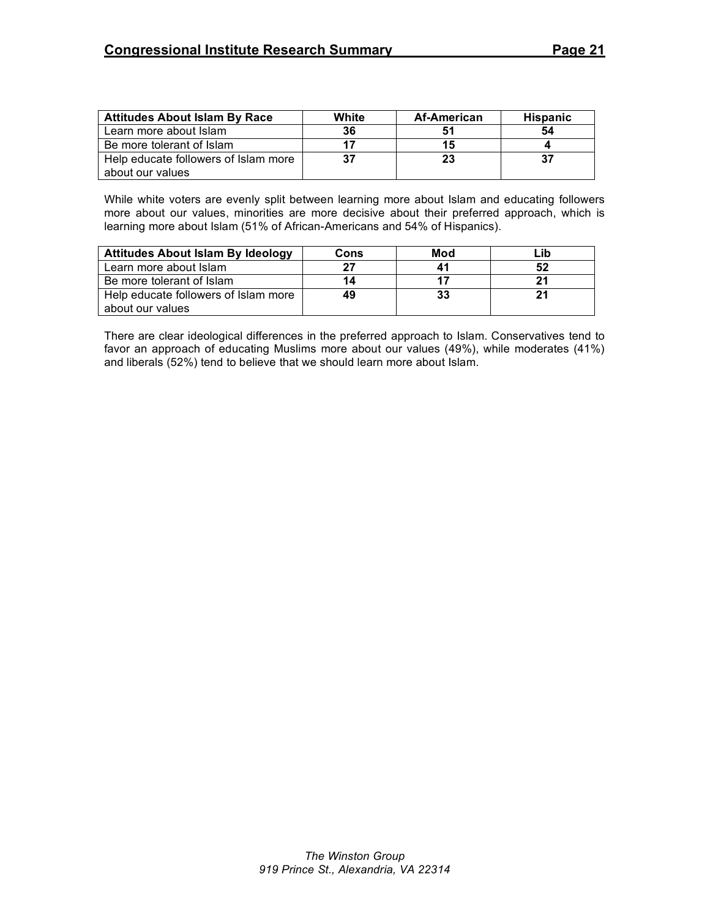| Attitudes About Islam By Race | White | Af-American | Hispanic |
|---|---|---|---|
| Learn more about Islam | 36 | 51 | 54 |
| Be more tolerant of Islam | 17 | 15 | 4 |
| Help educate followers of Islam more about our values | 37 | 23 | 37 |

While white voters are evenly split between learning more about Islam and educating followers more about our values, minorities are more decisive about their preferred approach, which is learning more about Islam (51% of African-Americans and 54% of Hispanics).

| Attitudes About Islam By Ideology | Cons | Mod | Lib |
|---|---|---|---|
| Learn more about Islam | 27 | 41 | 52 |
| Be more tolerant of Islam | 14 | 17 | 21 |
| Help educate followers of Islam more about our values | 49 | 33 | 21 |

There are clear ideological differences in the preferred approach to Islam. Conservatives tend to favor an approach of educating Muslims more about our values (49%), while moderates (41%) and liberals (52%) tend to believe that we should learn more about Islam.